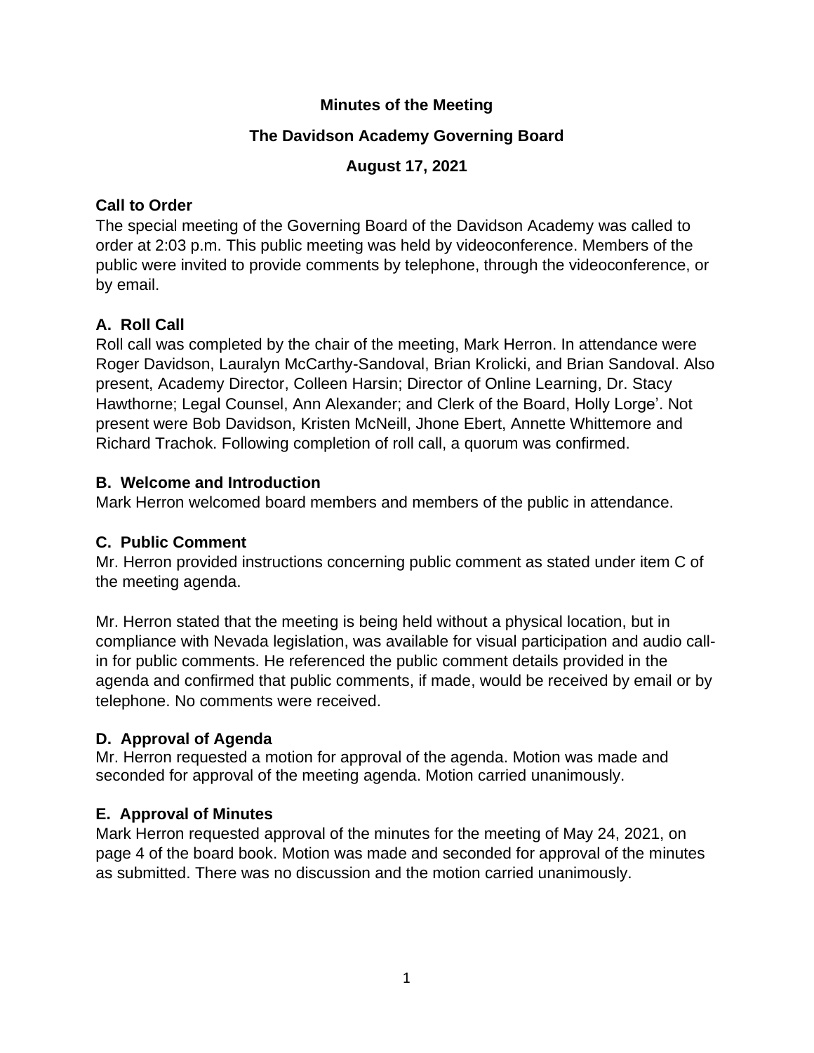**Minutes of the Meeting**

**The Davidson Academy Governing Board**

**August 17, 2021**

**Call to Order**

The special meeting of the Governing Board of the Davidson Academy was called to order at 2:03 p.m. This public meeting was held by videoconference. Members of the public were invited to provide comments by telephone, through the videoconference, or by email.

**A. Roll Call**

Roll call was completed by the chair of the meeting, Mark Herron. In attendance were Roger Davidson, Lauralyn McCarthy-Sandoval, Brian Krolicki, and Brian Sandoval. Also present, Academy Director, Colleen Harsin; Director of Online Learning, Dr. Stacy Hawthorne; Legal Counsel, Ann Alexander; and Clerk of the Board, Holly Lorge'. Not present were Bob Davidson, Kristen McNeill, Jhone Ebert, Annette Whittemore and Richard Trachok. Following completion of roll call, a quorum was confirmed.

**B. Welcome and Introduction**

Mark Herron welcomed board members and members of the public in attendance.

**C. Public Comment**

Mr. Herron provided instructions concerning public comment as stated under item C of the meeting agenda.

Mr. Herron stated that the meeting is being held without a physical location, but in compliance with Nevada legislation, was available for visual participation and audio call-in for public comments. He referenced the public comment details provided in the agenda and confirmed that public comments, if made, would be received by email or by telephone. No comments were received.

**D. Approval of Agenda**

Mr. Herron requested a motion for approval of the agenda. Motion was made and seconded for approval of the meeting agenda. Motion carried unanimously.

**E. Approval of Minutes**

Mark Herron requested approval of the minutes for the meeting of May 24, 2021, on page 4 of the board book. Motion was made and seconded for approval of the minutes as submitted. There was no discussion and the motion carried unanimously.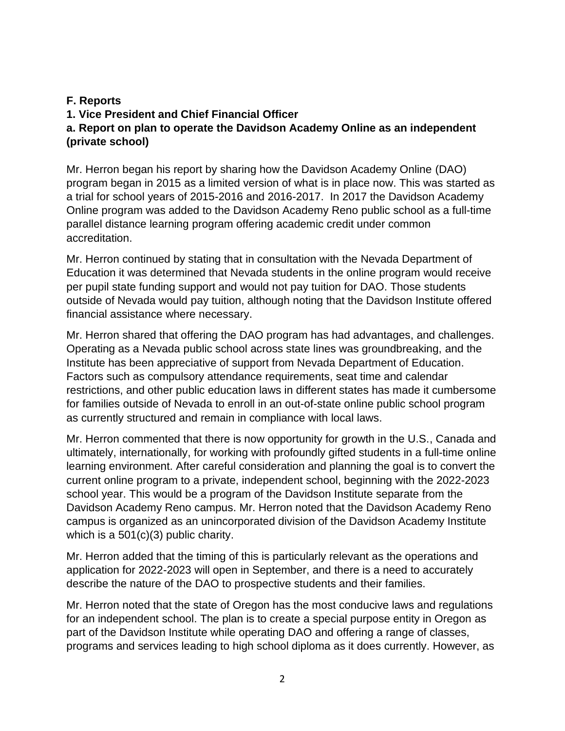**F. Reports**

**1. Vice President and Chief Financial Officer**

**a. Report on plan to operate the Davidson Academy Online as an independent (private school)**

Mr. Herron began his report by sharing how the Davidson Academy Online (DAO) program began in 2015 as a limited version of what is in place now. This was started as a trial for school years of 2015-2016 and 2016-2017. In 2017 the Davidson Academy Online program was added to the Davidson Academy Reno public school as a full-time parallel distance learning program offering academic credit under common accreditation.

Mr. Herron continued by stating that in consultation with the Nevada Department of Education it was determined that Nevada students in the online program would receive per pupil state funding support and would not pay tuition for DAO. Those students outside of Nevada would pay tuition, although noting that the Davidson Institute offered financial assistance where necessary.

Mr. Herron shared that offering the DAO program has had advantages, and challenges. Operating as a Nevada public school across state lines was groundbreaking, and the Institute has been appreciative of support from Nevada Department of Education. Factors such as compulsory attendance requirements, seat time and calendar restrictions, and other public education laws in different states has made it cumbersome for families outside of Nevada to enroll in an out-of-state online public school program as currently structured and remain in compliance with local laws.

Mr. Herron commented that there is now opportunity for growth in the U.S., Canada and ultimately, internationally, for working with profoundly gifted students in a full-time online learning environment. After careful consideration and planning the goal is to convert the current online program to a private, independent school, beginning with the 2022-2023 school year. This would be a program of the Davidson Institute separate from the Davidson Academy Reno campus. Mr. Herron noted that the Davidson Academy Reno campus is organized as an unincorporated division of the Davidson Academy Institute which is a 501(c)(3) public charity.

Mr. Herron added that the timing of this is particularly relevant as the operations and application for 2022-2023 will open in September, and there is a need to accurately describe the nature of the DAO to prospective students and their families.

Mr. Herron noted that the state of Oregon has the most conducive laws and regulations for an independent school. The plan is to create a special purpose entity in Oregon as part of the Davidson Institute while operating DAO and offering a range of classes, programs and services leading to high school diploma as it does currently. However, as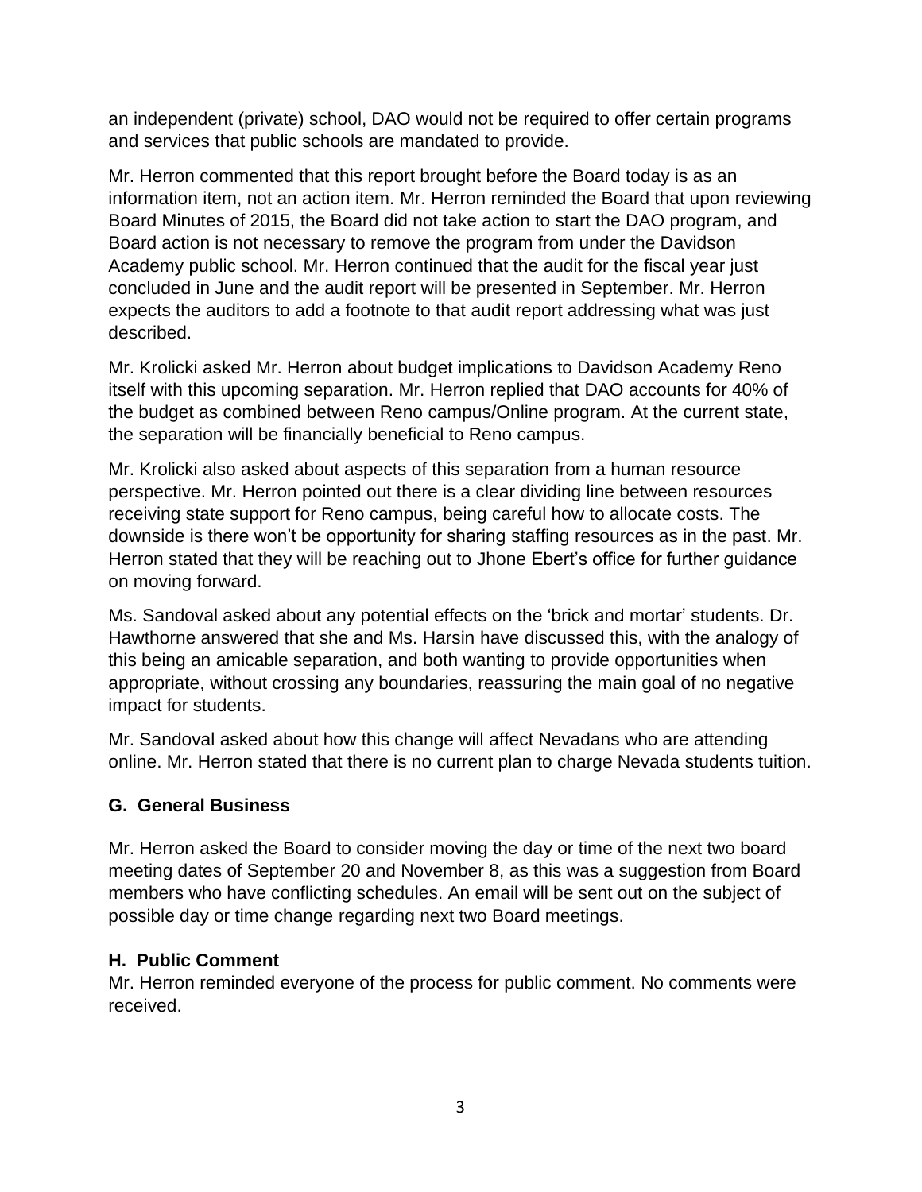an independent (private) school, DAO would not be required to offer certain programs and services that public schools are mandated to provide.

Mr. Herron commented that this report brought before the Board today is as an information item, not an action item. Mr. Herron reminded the Board that upon reviewing Board Minutes of 2015, the Board did not take action to start the DAO program, and Board action is not necessary to remove the program from under the Davidson Academy public school. Mr. Herron continued that the audit for the fiscal year just concluded in June and the audit report will be presented in September. Mr. Herron expects the auditors to add a footnote to that audit report addressing what was just described.

Mr. Krolicki asked Mr. Herron about budget implications to Davidson Academy Reno itself with this upcoming separation. Mr. Herron replied that DAO accounts for 40% of the budget as combined between Reno campus/Online program. At the current state, the separation will be financially beneficial to Reno campus.

Mr. Krolicki also asked about aspects of this separation from a human resource perspective. Mr. Herron pointed out there is a clear dividing line between resources receiving state support for Reno campus, being careful how to allocate costs. The downside is there won't be opportunity for sharing staffing resources as in the past. Mr. Herron stated that they will be reaching out to Jhone Ebert's office for further guidance on moving forward.

Ms. Sandoval asked about any potential effects on the 'brick and mortar' students. Dr. Hawthorne answered that she and Ms. Harsin have discussed this, with the analogy of this being an amicable separation, and both wanting to provide opportunities when appropriate, without crossing any boundaries, reassuring the main goal of no negative impact for students.

Mr. Sandoval asked about how this change will affect Nevadans who are attending online. Mr. Herron stated that there is no current plan to charge Nevada students tuition.

### G. General Business

Mr. Herron asked the Board to consider moving the day or time of the next two board meeting dates of September 20 and November 8, as this was a suggestion from Board members who have conflicting schedules. An email will be sent out on the subject of possible day or time change regarding next two Board meetings.

### H. Public Comment

Mr. Herron reminded everyone of the process for public comment. No comments were received.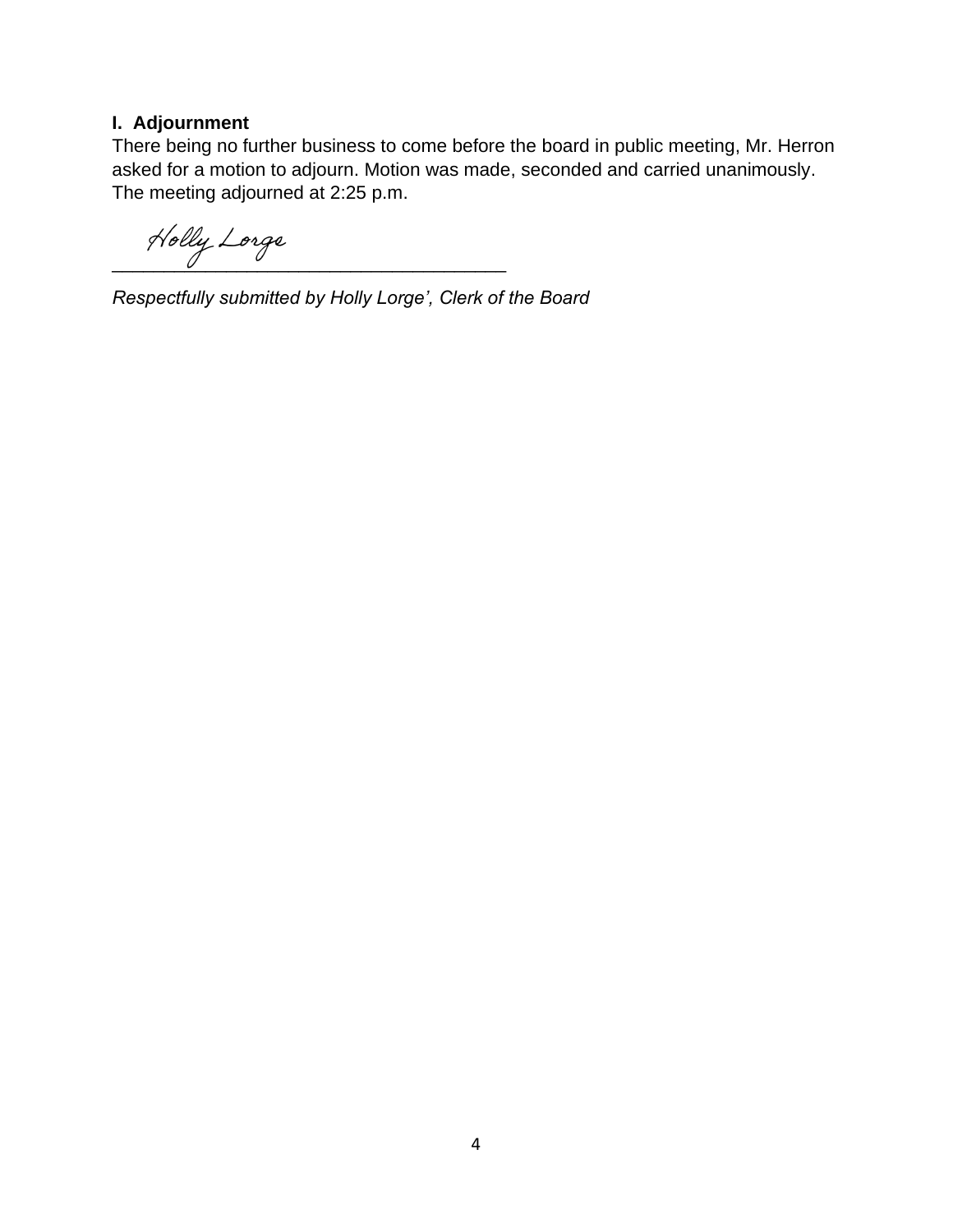**I. Adjournment**

There being no further business to come before the board in public meeting, Mr. Herron asked for a motion to adjourn. Motion was made, seconded and carried unanimously. The meeting adjourned at 2:25 p.m.

Holly Lorge

_____________________________________

*Respectfully submitted by Holly Lorge', Clerk of the Board*